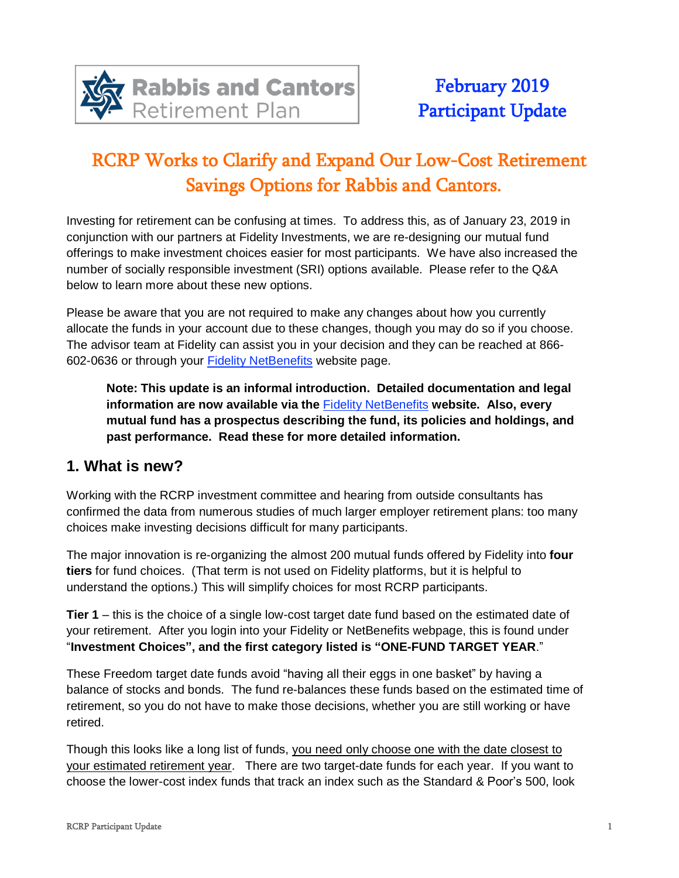Rabbis and Cantors Retirement Plan

February 2019
Participant Update

## RCRP Works to Clarify and Expand Our Low-Cost Retirement Savings Options for Rabbis and Cantors.

Investing for retirement can be confusing at times. To address this, as of January 23, 2019 in conjunction with our partners at Fidelity Investments, we are re-designing our mutual fund offerings to make investment choices easier for most participants. We have also increased the number of socially responsible investment (SRI) options available. Please refer to the Q&A below to learn more about these new options.

Please be aware that you are not required to make any changes about how you currently allocate the funds in your account due to these changes, though you may do so if you choose. The advisor team at Fidelity can assist you in your decision and they can be reached at 866-602-0636 or through your Fidelity NetBenefits website page.

> **Note: This update is an informal introduction. Detailed documentation and legal information are now available via the Fidelity NetBenefits website. Also, every mutual fund has a prospectus describing the fund, its policies and holdings, and past performance. Read these for more detailed information.**

## 1. What is new?

Working with the RCRP investment committee and hearing from outside consultants has confirmed the data from numerous studies of much larger employer retirement plans: too many choices make investing decisions difficult for many participants.

The major innovation is re-organizing the almost 200 mutual funds offered by Fidelity into **four tiers** for fund choices. (That term is not used on Fidelity platforms, but it is helpful to understand the options.) This will simplify choices for most RCRP participants.

**Tier 1** – this is the choice of a single low-cost target date fund based on the estimated date of your retirement. After you login into your Fidelity or NetBenefits webpage, this is found under "**Investment Choices", and the first category listed is "ONE-FUND TARGET YEAR**."

These Freedom target date funds avoid "having all their eggs in one basket" by having a balance of stocks and bonds. The fund re-balances these funds based on the estimated time of retirement, so you do not have to make those decisions, whether you are still working or have retired.

Though this looks like a long list of funds, <u>you need only choose one with the date closest to your estimated retirement year</u>. There are two target-date funds for each year. If you want to choose the lower-cost index funds that track an index such as the Standard & Poor's 500, look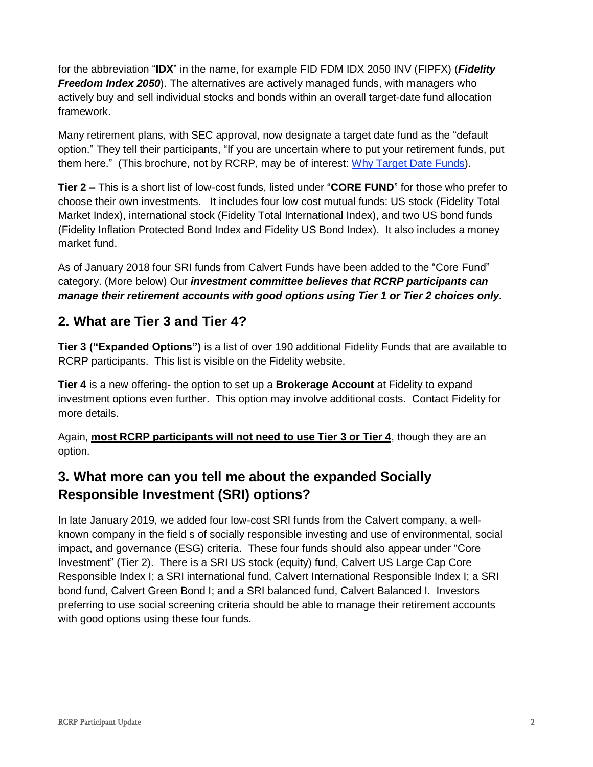for the abbreviation "**IDX**" in the name, for example FID FDM IDX 2050 INV (FIPFX) (***Fidelity Freedom Index 2050***). The alternatives are actively managed funds, with managers who actively buy and sell individual stocks and bonds within an overall target-date fund allocation framework.

Many retirement plans, with SEC approval, now designate a target date fund as the "default option." They tell their participants, "If you are uncertain where to put your retirement funds, put them here." (This brochure, not by RCRP, may be of interest: [Why Target Date Funds]).

**Tier 2 –** This is a short list of low-cost funds, listed under "**CORE FUND**" for those who prefer to choose their own investments. It includes four low cost mutual funds: US stock (Fidelity Total Market Index), international stock (Fidelity Total International Index), and two US bond funds (Fidelity Inflation Protected Bond Index and Fidelity US Bond Index). It also includes a money market fund.

As of January 2018 four SRI funds from Calvert Funds have been added to the "Core Fund" category. (More below) Our ***investment committee believes that RCRP participants can manage their retirement accounts with good options using Tier 1 or Tier 2 choices only*****.**

## 2. What are Tier 3 and Tier 4?

**Tier 3 ("Expanded Options")** is a list of over 190 additional Fidelity Funds that are available to RCRP participants. This list is visible on the Fidelity website.

**Tier 4** is a new offering- the option to set up a **Brokerage Account** at Fidelity to expand investment options even further. This option may involve additional costs. Contact Fidelity for more details.

Again, **most RCRP participants will not need to use Tier 3 or Tier 4**, though they are an option.

## 3. What more can you tell me about the expanded Socially Responsible Investment (SRI) options?

In late January 2019, we added four low-cost SRI funds from the Calvert company, a well-known company in the field s of socially responsible investing and use of environmental, social impact, and governance (ESG) criteria. These four funds should also appear under "Core Investment" (Tier 2). There is a SRI US stock (equity) fund, Calvert US Large Cap Core Responsible Index I; a SRI international fund, Calvert International Responsible Index I; a SRI bond fund, Calvert Green Bond I; and a SRI balanced fund, Calvert Balanced I. Investors preferring to use social screening criteria should be able to manage their retirement accounts with good options using these four funds.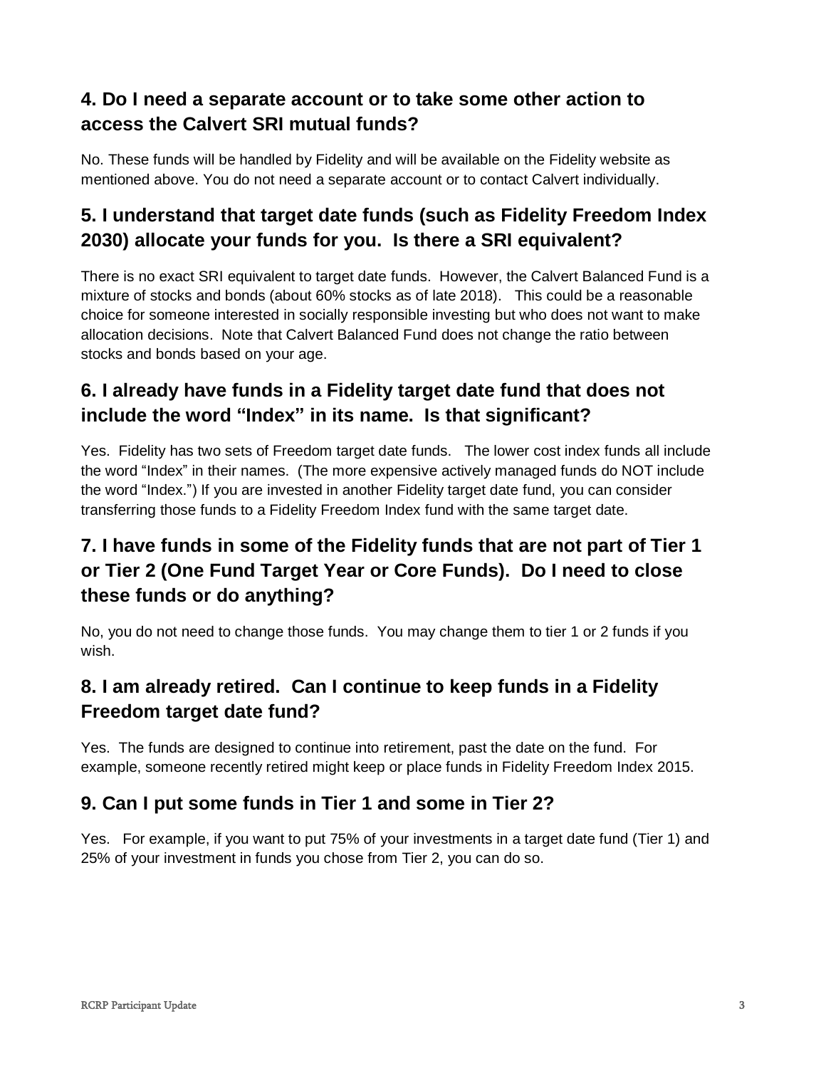## 4. Do I need a separate account or to take some other action to access the Calvert SRI mutual funds?

No. These funds will be handled by Fidelity and will be available on the Fidelity website as mentioned above. You do not need a separate account or to contact Calvert individually.

## 5. I understand that target date funds (such as Fidelity Freedom Index 2030) allocate your funds for you. Is there a SRI equivalent?

There is no exact SRI equivalent to target date funds. However, the Calvert Balanced Fund is a mixture of stocks and bonds (about 60% stocks as of late 2018). This could be a reasonable choice for someone interested in socially responsible investing but who does not want to make allocation decisions. Note that Calvert Balanced Fund does not change the ratio between stocks and bonds based on your age.

## 6. I already have funds in a Fidelity target date fund that does not include the word "Index" in its name. Is that significant?

Yes. Fidelity has two sets of Freedom target date funds. The lower cost index funds all include the word "Index" in their names. (The more expensive actively managed funds do NOT include the word "Index.") If you are invested in another Fidelity target date fund, you can consider transferring those funds to a Fidelity Freedom Index fund with the same target date.

## 7. I have funds in some of the Fidelity funds that are not part of Tier 1 or Tier 2 (One Fund Target Year or Core Funds). Do I need to close these funds or do anything?

No, you do not need to change those funds. You may change them to tier 1 or 2 funds if you wish.

## 8. I am already retired. Can I continue to keep funds in a Fidelity Freedom target date fund?

Yes. The funds are designed to continue into retirement, past the date on the fund. For example, someone recently retired might keep or place funds in Fidelity Freedom Index 2015.

## 9. Can I put some funds in Tier 1 and some in Tier 2?

Yes. For example, if you want to put 75% of your investments in a target date fund (Tier 1) and 25% of your investment in funds you chose from Tier 2, you can do so.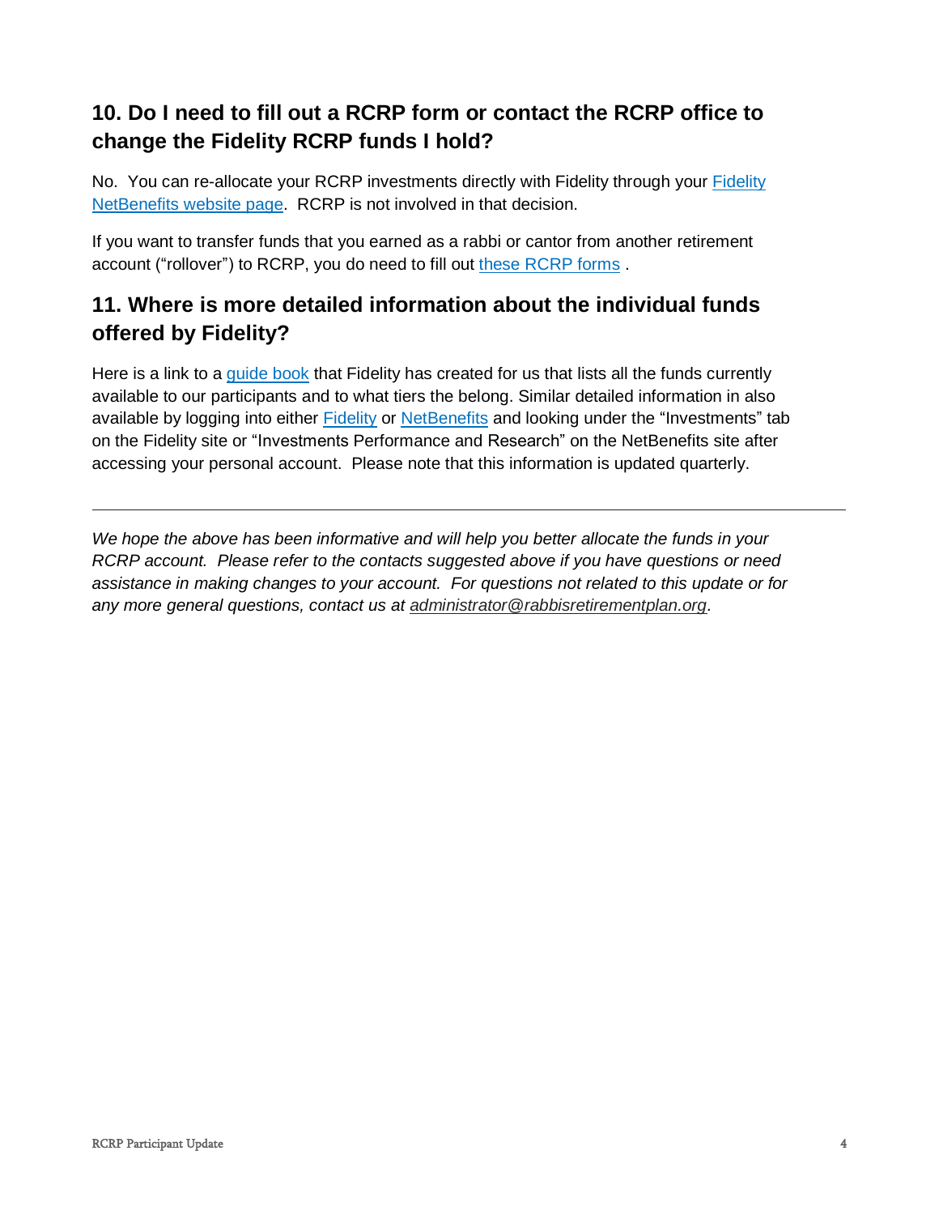## 10. Do I need to fill out a RCRP form or contact the RCRP office to change the Fidelity RCRP funds I hold?

No. You can re-allocate your RCRP investments directly with Fidelity through your Fidelity NetBenefits website page. RCRP is not involved in that decision.

If you want to transfer funds that you earned as a rabbi or cantor from another retirement account ("rollover") to RCRP, you do need to fill out these RCRP forms .

## 11. Where is more detailed information about the individual funds offered by Fidelity?

Here is a link to a guide book that Fidelity has created for us that lists all the funds currently available to our participants and to what tiers the belong. Similar detailed information in also available by logging into either Fidelity or NetBenefits and looking under the "Investments" tab on the Fidelity site or "Investments Performance and Research" on the NetBenefits site after accessing your personal account. Please note that this information is updated quarterly.

---

*We hope the above has been informative and will help you better allocate the funds in your RCRP account. Please refer to the contacts suggested above if you have questions or need assistance in making changes to your account. For questions not related to this update or for any more general questions, contact us at administrator@rabbisretirementplan.org.*